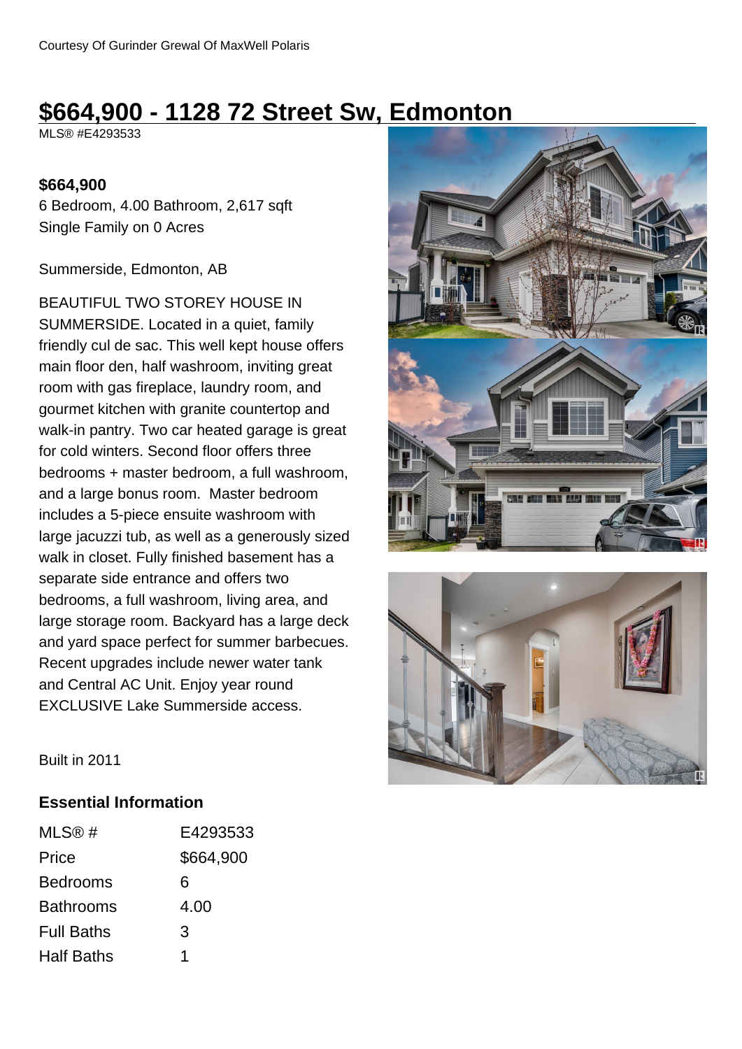Courtesy Of Gurinder Grewal Of MaxWell Polaris

# $664,900 - 1128 72 Street Sw, Edmonton

MLS® #E4293533

**$664,900**

6 Bedroom, 4.00 Bathroom, 2,617 sqft

Single Family on 0 Acres

Summerside, Edmonton, AB

BEAUTIFUL TWO STOREY HOUSE IN SUMMERSIDE. Located in a quiet, family friendly cul de sac. This well kept house offers main floor den, half washroom, inviting great room with gas fireplace, laundry room, and gourmet kitchen with granite countertop and walk-in pantry. Two car heated garage is great for cold winters. Second floor offers three bedrooms + master bedroom, a full washroom, and a large bonus room. Master bedroom includes a 5-piece ensuite washroom with large jacuzzi tub, as well as a generously sized walk in closet. Fully finished basement has a separate side entrance and offers two bedrooms, a full washroom, living area, and large storage room. Backyard has a large deck and yard space perfect for summer barbecues. Recent upgrades include newer water tank and Central AC Unit. Enjoy year round EXCLUSIVE Lake Summerside access.

Built in 2011

## Essential Information

| | |
|---|---|
| MLS® # | E4293533 |
| Price | $664,900 |
| Bedrooms | 6 |
| Bathrooms | 4.00 |
| Full Baths | 3 |
| Half Baths | 1 |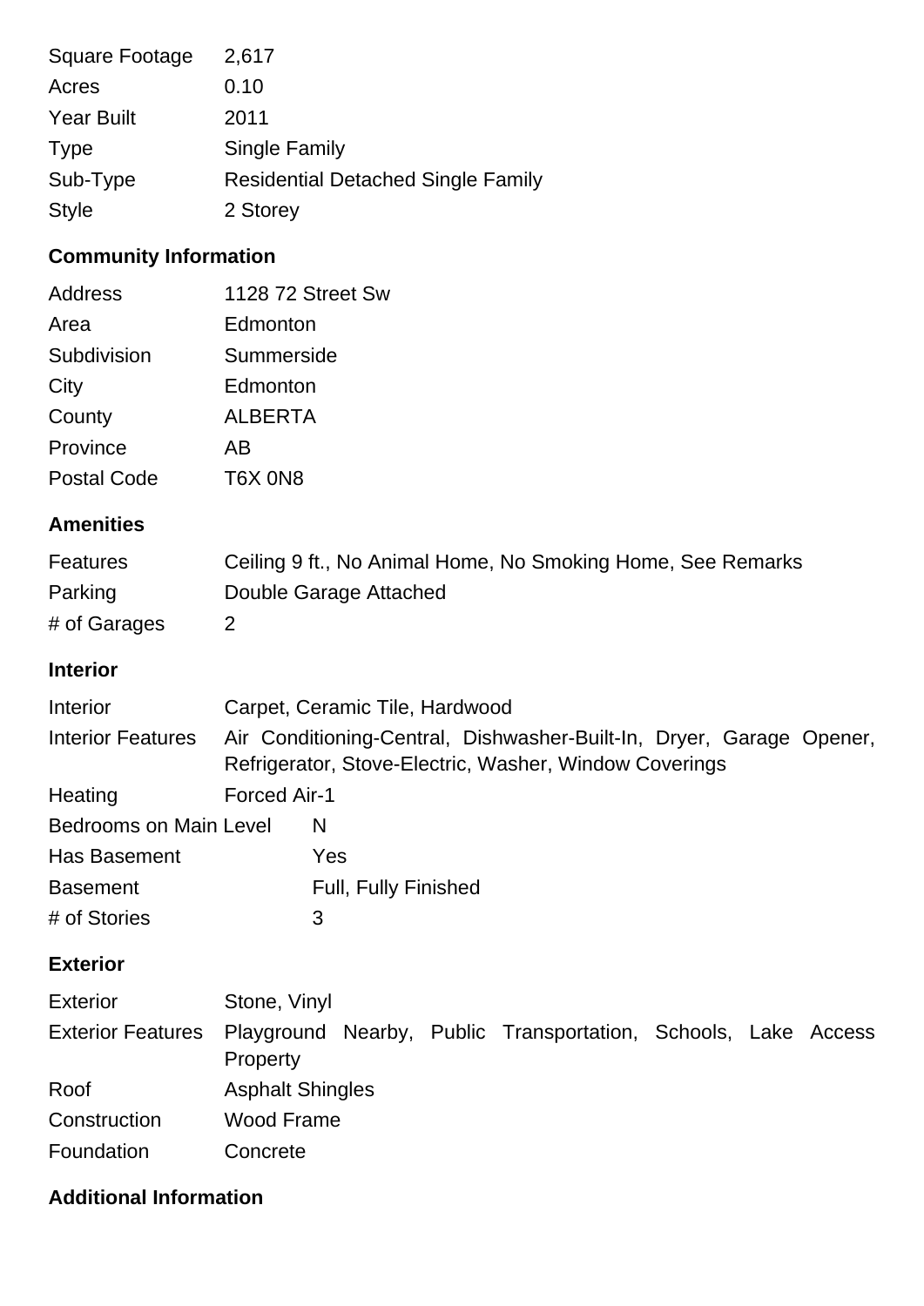| | |
|---|---|
| Square Footage | 2,617 |
| Acres | 0.10 |
| Year Built | 2011 |
| Type | Single Family |
| Sub-Type | Residential Detached Single Family |
| Style | 2 Storey |

### Community Information

| | |
|---|---|
| Address | 1128 72 Street Sw |
| Area | Edmonton |
| Subdivision | Summerside |
| City | Edmonton |
| County | ALBERTA |
| Province | AB |
| Postal Code | T6X 0N8 |

### Amenities

| | |
|---|---|
| Features | Ceiling 9 ft., No Animal Home, No Smoking Home, See Remarks |
| Parking | Double Garage Attached |
| # of Garages | 2 |

### Interior

| | |
|---|---|
| Interior | Carpet, Ceramic Tile, Hardwood |
| Interior Features | Air Conditioning-Central, Dishwasher-Built-In, Dryer, Garage Opener, Refrigerator, Stove-Electric, Washer, Window Coverings |
| Heating | Forced Air-1 |
| Bedrooms on Main Level | N |
| Has Basement | Yes |
| Basement | Full, Fully Finished |
| # of Stories | 3 |

### Exterior

| | |
|---|---|
| Exterior | Stone, Vinyl |
| Exterior Features | Playground Nearby, Public Transportation, Schools, Lake Access Property |
| Roof | Asphalt Shingles |
| Construction | Wood Frame |
| Foundation | Concrete |

### Additional Information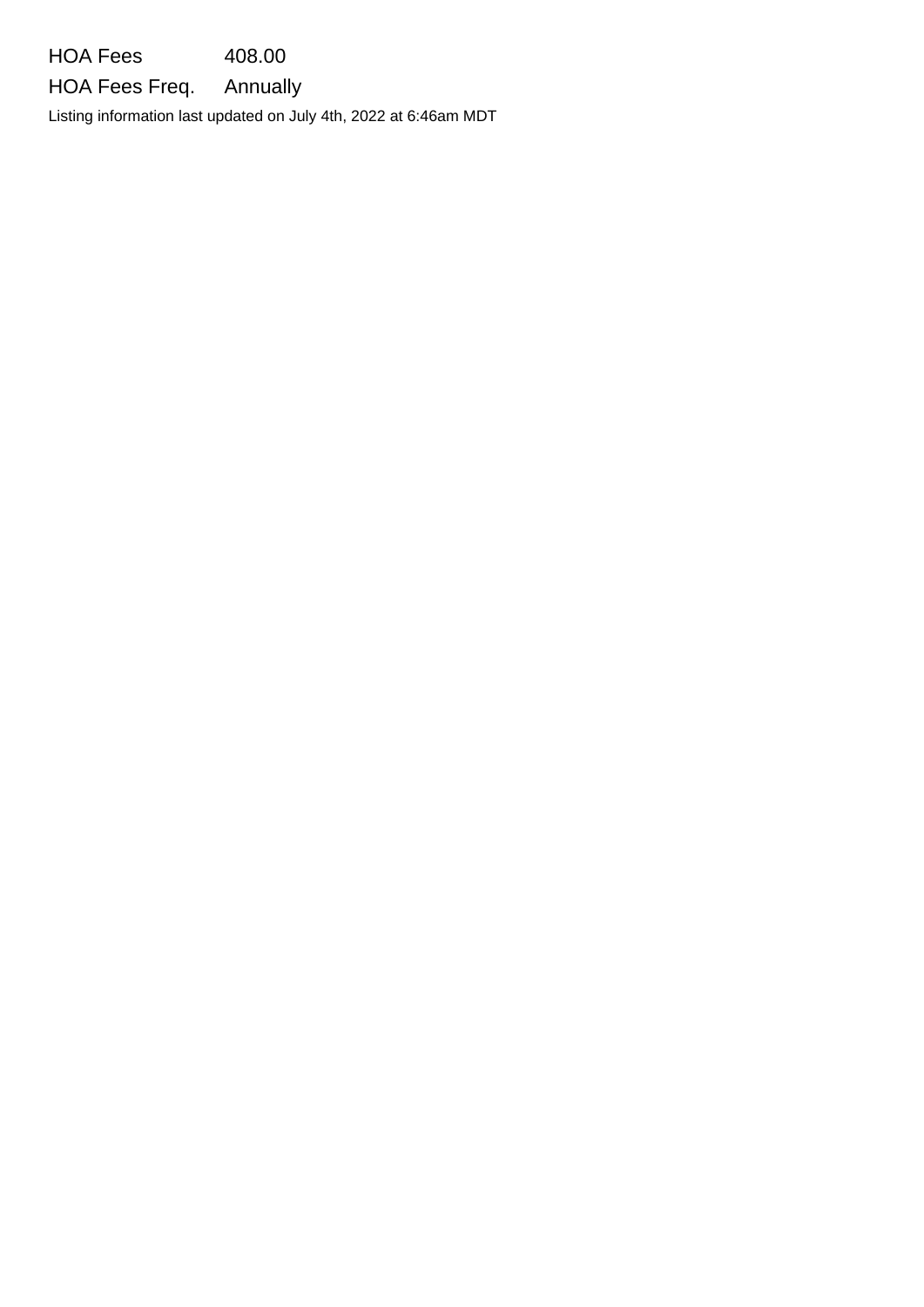| | |
|---|---|
| HOA Fees | 408.00 |
| HOA Fees Freq. | Annually |

Listing information last updated on July 4th, 2022 at 6:46am MDT